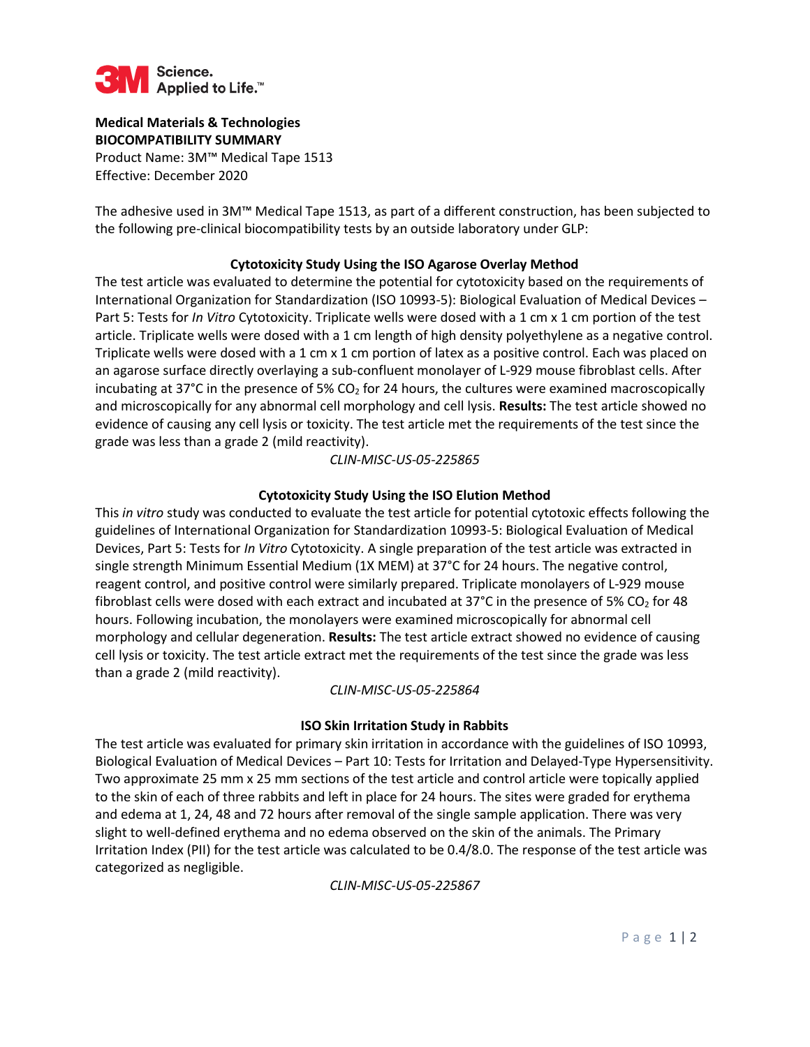3M Science. Applied to Life.™

**Medical Materials & Technologies**
**BIOCOMPATIBILITY SUMMARY**
Product Name: 3M™ Medical Tape 1513
Effective: December 2020

The adhesive used in 3M™ Medical Tape 1513, as part of a different construction, has been subjected to the following pre-clinical biocompatibility tests by an outside laboratory under GLP:

### Cytotoxicity Study Using the ISO Agarose Overlay Method

The test article was evaluated to determine the potential for cytotoxicity based on the requirements of International Organization for Standardization (ISO 10993-5): Biological Evaluation of Medical Devices – Part 5: Tests for *In Vitro* Cytotoxicity. Triplicate wells were dosed with a 1 cm x 1 cm portion of the test article. Triplicate wells were dosed with a 1 cm length of high density polyethylene as a negative control. Triplicate wells were dosed with a 1 cm x 1 cm portion of latex as a positive control. Each was placed on an agarose surface directly overlaying a sub-confluent monolayer of L-929 mouse fibroblast cells. After incubating at 37°C in the presence of 5% $CO_2$ for 24 hours, the cultures were examined macroscopically and microscopically for any abnormal cell morphology and cell lysis. **Results:** The test article showed no evidence of causing any cell lysis or toxicity. The test article met the requirements of the test since the grade was less than a grade 2 (mild reactivity).

*CLIN-MISC-US-05-225865*

### Cytotoxicity Study Using the ISO Elution Method

This *in vitro* study was conducted to evaluate the test article for potential cytotoxic effects following the guidelines of International Organization for Standardization 10993-5: Biological Evaluation of Medical Devices, Part 5: Tests for *In Vitro* Cytotoxicity. A single preparation of the test article was extracted in single strength Minimum Essential Medium (1X MEM) at 37°C for 24 hours. The negative control, reagent control, and positive control were similarly prepared. Triplicate monolayers of L-929 mouse fibroblast cells were dosed with each extract and incubated at 37°C in the presence of 5% $CO_2$ for 48 hours. Following incubation, the monolayers were examined microscopically for abnormal cell morphology and cellular degeneration. **Results:** The test article extract showed no evidence of causing cell lysis or toxicity. The test article extract met the requirements of the test since the grade was less than a grade 2 (mild reactivity).

*CLIN-MISC-US-05-225864*

### ISO Skin Irritation Study in Rabbits

The test article was evaluated for primary skin irritation in accordance with the guidelines of ISO 10993, Biological Evaluation of Medical Devices – Part 10: Tests for Irritation and Delayed-Type Hypersensitivity. Two approximate 25 mm x 25 mm sections of the test article and control article were topically applied to the skin of each of three rabbits and left in place for 24 hours. The sites were graded for erythema and edema at 1, 24, 48 and 72 hours after removal of the single sample application. There was very slight to well-defined erythema and no edema observed on the skin of the animals. The Primary Irritation Index (PII) for the test article was calculated to be 0.4/8.0. The response of the test article was categorized as negligible.

*CLIN-MISC-US-05-225867*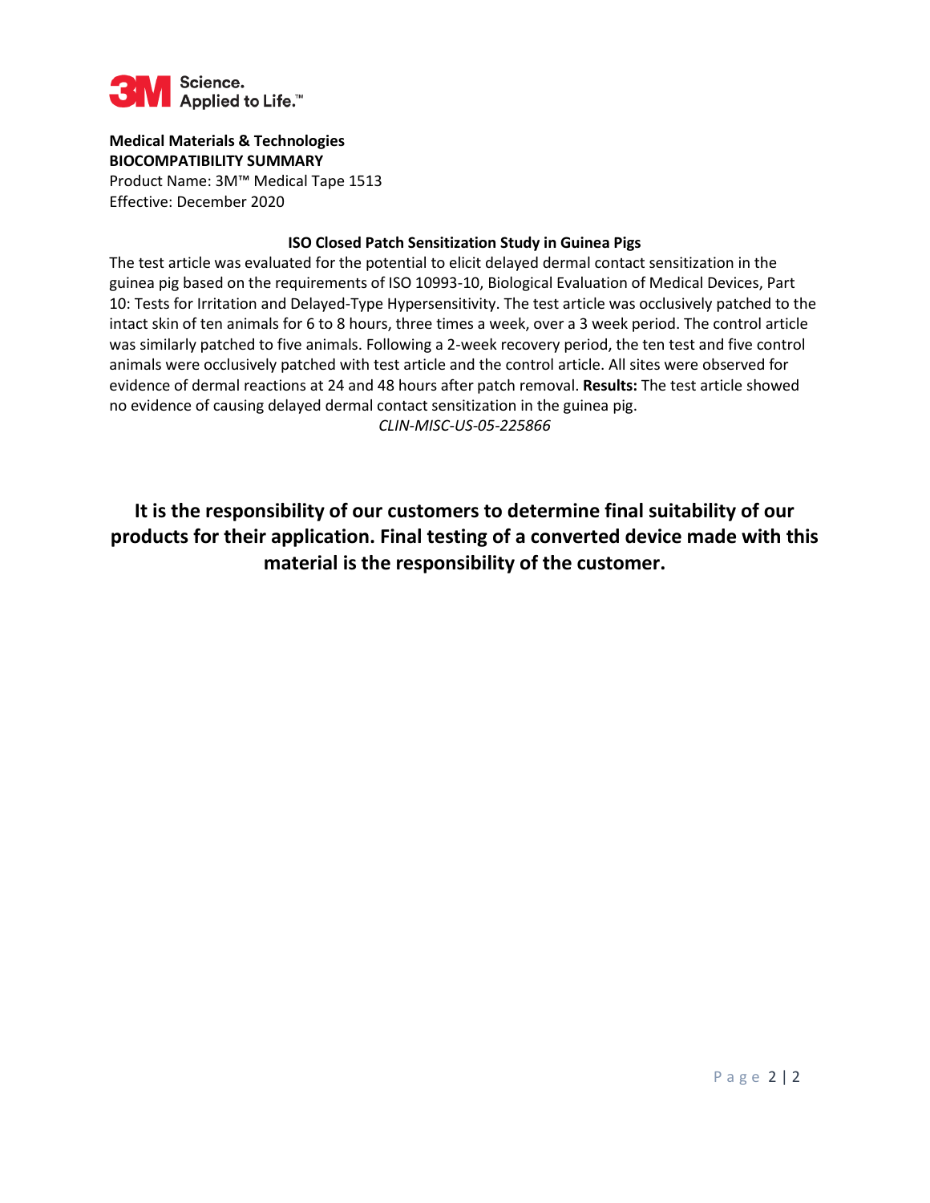**Medical Materials & Technologies**
**BIOCOMPATIBILITY SUMMARY**
Product Name: 3M™ Medical Tape 1513
Effective: December 2020

### ISO Closed Patch Sensitization Study in Guinea Pigs

The test article was evaluated for the potential to elicit delayed dermal contact sensitization in the guinea pig based on the requirements of ISO 10993-10, Biological Evaluation of Medical Devices, Part 10: Tests for Irritation and Delayed-Type Hypersensitivity. The test article was occlusively patched to the intact skin of ten animals for 6 to 8 hours, three times a week, over a 3 week period. The control article was similarly patched to five animals. Following a 2-week recovery period, the ten test and five control animals were occlusively patched with test article and the control article. All sites were observed for evidence of dermal reactions at 24 and 48 hours after patch removal. **Results:** The test article showed no evidence of causing delayed dermal contact sensitization in the guinea pig.

*CLIN-MISC-US-05-225866*

**It is the responsibility of our customers to determine final suitability of our products for their application. Final testing of a converted device made with this material is the responsibility of the customer.**